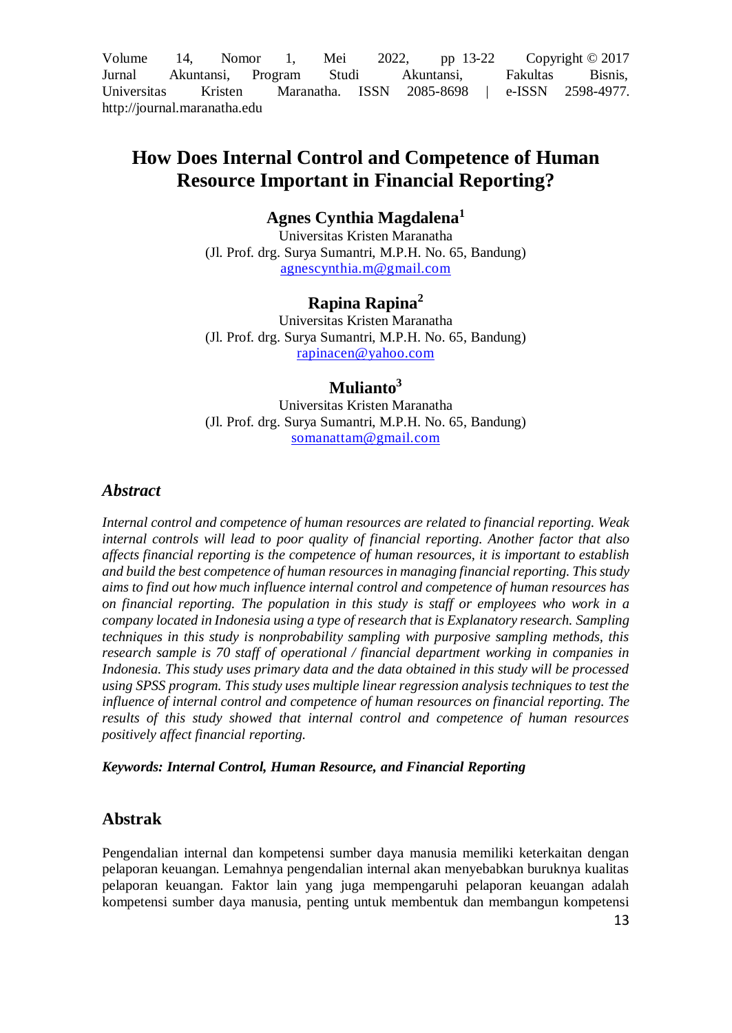# How Does Internal Control and Competence of Human Resource Important in Financial Reporting?

**Agnes Cynthia Magdalena**[1]
Universitas Kristen Maranatha
(Jl. Prof. drg. Surya Sumantri, M.P.H. No. 65, Bandung)
agnescynthia.m@gmail.com

**Rapina Rapina**[2]
Universitas Kristen Maranatha
(Jl. Prof. drg. Surya Sumantri, M.P.H. No. 65, Bandung)
rapinacen@yahoo.com

**Mulianto**[3]
Universitas Kristen Maranatha
(Jl. Prof. drg. Surya Sumantri, M.P.H. No. 65, Bandung)
somanattam@gmail.com

## *Abstract*

*Internal control and competence of human resources are related to financial reporting. Weak internal controls will lead to poor quality of financial reporting. Another factor that also affects financial reporting is the competence of human resources, it is important to establish and build the best competence of human resources in managing financial reporting. This study aims to find out how much influence internal control and competence of human resources has on financial reporting. The population in this study is staff or employees who work in a company located in Indonesia using a type of research that is Explanatory research. Sampling techniques in this study is nonprobability sampling with purposive sampling methods, this research sample is 70 staff of operational / financial department working in companies in Indonesia. This study uses primary data and the data obtained in this study will be processed using SPSS program. This study uses multiple linear regression analysis techniques to test the influence of internal control and competence of human resources on financial reporting. The results of this study showed that internal control and competence of human resources positively affect financial reporting.*

***Keywords: Internal Control, Human Resource, and Financial Reporting***

## Abstrak

Pengendalian internal dan kompetensi sumber daya manusia memiliki keterkaitan dengan pelaporan keuangan. Lemahnya pengendalian internal akan menyebabkan buruknya kualitas pelaporan keuangan. Faktor lain yang juga mempengaruhi pelaporan keuangan adalah kompetensi sumber daya manusia, penting untuk membentuk dan membangun kompetensi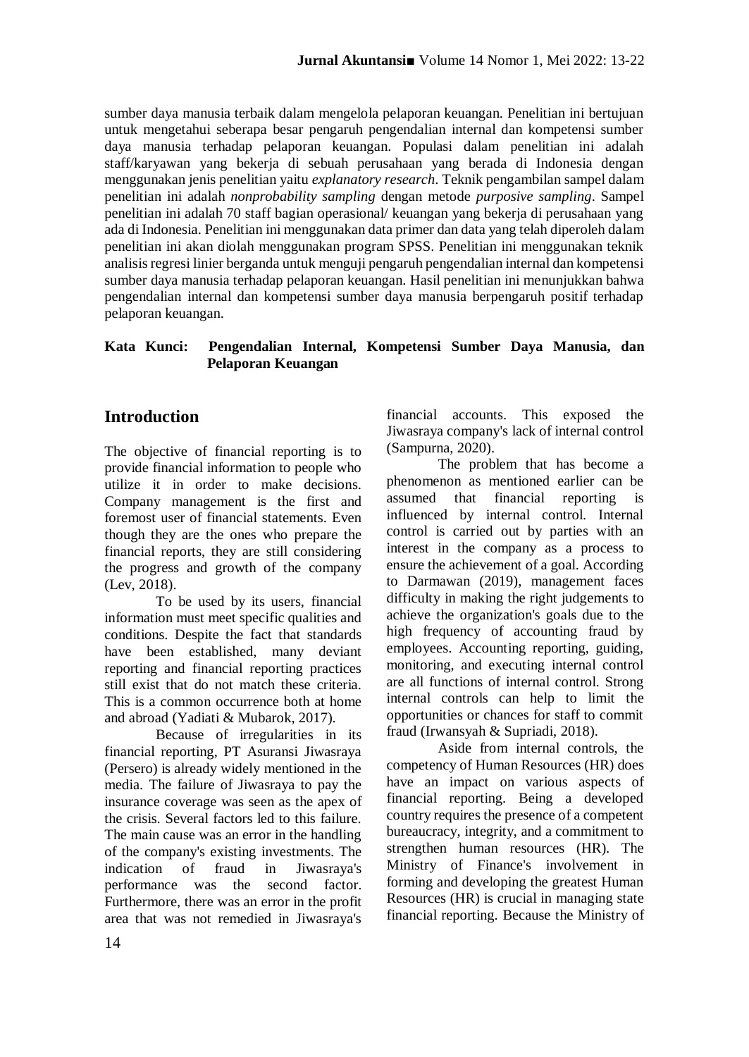sumber daya manusia terbaik dalam mengelola pelaporan keuangan. Penelitian ini bertujuan untuk mengetahui seberapa besar pengaruh pengendalian internal dan kompetensi sumber daya manusia terhadap pelaporan keuangan. Populasi dalam penelitian ini adalah staff/karyawan yang bekerja di sebuah perusahaan yang berada di Indonesia dengan menggunakan jenis penelitian yaitu *explanatory research*. Teknik pengambilan sampel dalam penelitian ini adalah *nonprobability sampling* dengan metode *purposive sampling*. Sampel penelitian ini adalah 70 staff bagian operasional/ keuangan yang bekerja di perusahaan yang ada di Indonesia. Penelitian ini menggunakan data primer dan data yang telah diperoleh dalam penelitian ini akan diolah menggunakan program SPSS. Penelitian ini menggunakan teknik analisis regresi linier berganda untuk menguji pengaruh pengendalian internal dan kompetensi sumber daya manusia terhadap pelaporan keuangan. Hasil penelitian ini menunjukkan bahwa pengendalian internal dan kompetensi sumber daya manusia berpengaruh positif terhadap pelaporan keuangan.

**Kata Kunci: Pengendalian Internal, Kompetensi Sumber Daya Manusia, dan Pelaporan Keuangan**

## Introduction

The objective of financial reporting is to provide financial information to people who utilize it in order to make decisions. Company management is the first and foremost user of financial statements. Even though they are the ones who prepare the financial reports, they are still considering the progress and growth of the company (Lev, 2018).

To be used by its users, financial information must meet specific qualities and conditions. Despite the fact that standards have been established, many deviant reporting and financial reporting practices still exist that do not match these criteria. This is a common occurrence both at home and abroad (Yadiati & Mubarok, 2017).

Because of irregularities in its financial reporting, PT Asuransi Jiwasraya (Persero) is already widely mentioned in the media. The failure of Jiwasraya to pay the insurance coverage was seen as the apex of the crisis. Several factors led to this failure. The main cause was an error in the handling of the company's existing investments. The indication of fraud in Jiwasraya's performance was the second factor. Furthermore, there was an error in the profit area that was not remedied in Jiwasraya's financial accounts. This exposed the Jiwasraya company's lack of internal control (Sampurna, 2020).

The problem that has become a phenomenon as mentioned earlier can be assumed that financial reporting is influenced by internal control. Internal control is carried out by parties with an interest in the company as a process to ensure the achievement of a goal. According to Darmawan (2019), management faces difficulty in making the right judgements to achieve the organization's goals due to the high frequency of accounting fraud by employees. Accounting reporting, guiding, monitoring, and executing internal control are all functions of internal control. Strong internal controls can help to limit the opportunities or chances for staff to commit fraud (Irwansyah & Supriadi, 2018).

Aside from internal controls, the competency of Human Resources (HR) does have an impact on various aspects of financial reporting. Being a developed country requires the presence of a competent bureaucracy, integrity, and a commitment to strengthen human resources (HR). The Ministry of Finance's involvement in forming and developing the greatest Human Resources (HR) is crucial in managing state financial reporting. Because the Ministry of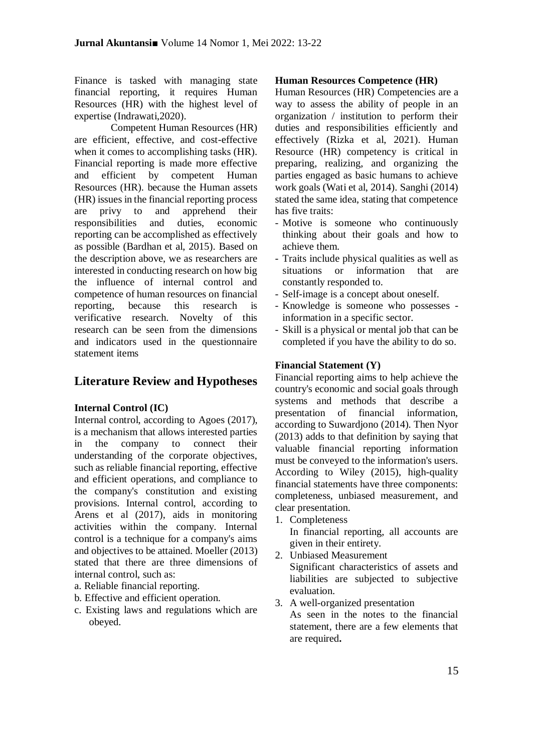Finance is tasked with managing state financial reporting, it requires Human Resources (HR) with the highest level of expertise (Indrawati,2020).

Competent Human Resources (HR) are efficient, effective, and cost-effective when it comes to accomplishing tasks (HR). Financial reporting is made more effective and efficient by competent Human Resources (HR). because the Human assets (HR) issues in the financial reporting process are privy to and apprehend their responsibilities and duties, economic reporting can be accomplished as effectively as possible (Bardhan et al, 2015). Based on the description above, we as researchers are interested in conducting research on how big the influence of internal control and competence of human resources on financial reporting, because this research is verificative research. Novelty of this research can be seen from the dimensions and indicators used in the questionnaire statement items

## Literature Review and Hypotheses

### Internal Control (IC)

Internal control, according to Agoes (2017), is a mechanism that allows interested parties in the company to connect their understanding of the corporate objectives, such as reliable financial reporting, effective and efficient operations, and compliance to the company's constitution and existing provisions. Internal control, according to Arens et al (2017), aids in monitoring activities within the company. Internal control is a technique for a company's aims and objectives to be attained. Moeller (2013) stated that there are three dimensions of internal control, such as:

a. Reliable financial reporting.
b. Effective and efficient operation.
c. Existing laws and regulations which are obeyed.

### Human Resources Competence (HR)

Human Resources (HR) Competencies are a way to assess the ability of people in an organization / institution to perform their duties and responsibilities efficiently and effectively (Rizka et al, 2021). Human Resource (HR) competency is critical in preparing, realizing, and organizing the parties engaged as basic humans to achieve work goals (Wati et al, 2014). Sanghi (2014) stated the same idea, stating that competence has five traits:

- Motive is someone who continuously thinking about their goals and how to achieve them.
- Traits include physical qualities as well as situations or information that are constantly responded to.
- Self-image is a concept about oneself.
- Knowledge is someone who possesses - information in a specific sector.
- Skill is a physical or mental job that can be completed if you have the ability to do so.

### Financial Statement (Y)

Financial reporting aims to help achieve the country's economic and social goals through systems and methods that describe a presentation of financial information, according to Suwardjono (2014). Then Nyor (2013) adds to that definition by saying that valuable financial reporting information must be conveyed to the information's users. According to Wiley (2015), high-quality financial statements have three components: completeness, unbiased measurement, and clear presentation.

1. Completeness
   In financial reporting, all accounts are given in their entirety.
2. Unbiased Measurement
   Significant characteristics of assets and liabilities are subjected to subjective evaluation.
3. A well-organized presentation
   As seen in the notes to the financial statement, there are a few elements that are required**.**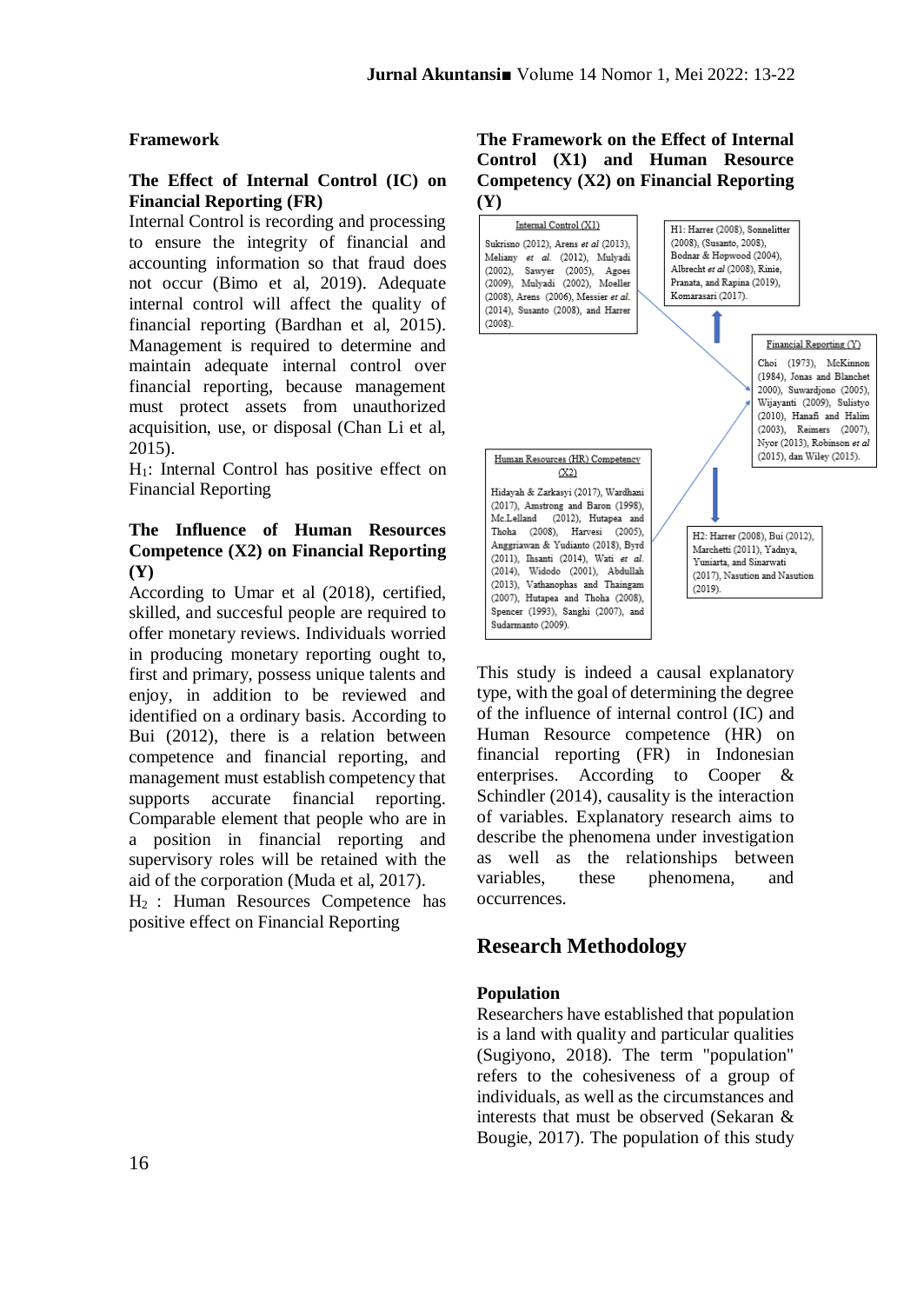## Framework

### The Effect of Internal Control (IC) on Financial Reporting (FR)

Internal Control is recording and processing to ensure the integrity of financial and accounting information so that fraud does not occur (Bimo et al, 2019). Adequate internal control will affect the quality of financial reporting (Bardhan et al, 2015). Management is required to determine and maintain adequate internal control over financial reporting, because management must protect assets from unauthorized acquisition, use, or disposal (Chan Li et al, 2015).

$H_1$: Internal Control has positive effect on Financial Reporting

### The Influence of Human Resources Competence (X2) on Financial Reporting (Y)

According to Umar et al (2018), certified, skilled, and succesful people are required to offer monetary reviews. Individuals worried in producing monetary reporting ought to, first and primary, possess unique talents and enjoy, in addition to be reviewed and identified on a ordinary basis. According to Bui (2012), there is a relation between competence and financial reporting, and management must establish competency that supports accurate financial reporting. Comparable element that people who are in a position in financial reporting and supervisory roles will be retained with the aid of the corporation (Muda et al, 2017).

$H_2$ : Human Resources Competence has positive effect on Financial Reporting

### The Framework on the Effect of Internal Control (X1) and Human Resource Competency (X2) on Financial Reporting (Y)

Internal Control (X1)
Sukrisno (2012), Arens *et al* (2013), Meliany *et al.* (2012), Mulyadi (2002), Sawyer (2005), Agoes (2009), Mulyadi (2002), Moeller (2008), Arens (2006), Messier *et al.* (2014), Susanto (2008), and Harrer (2008).

H1: Harrer (2008), Sonnelitter (2008), (Susanto, 2008), Bodnar & Hopwood (2004), Albrecht *et al* (2008), Rinie, Pranata, and Rapina (2019), Komarasari (2017).

Financial Reporting (Y)
Choi (1973), McKinnon (1984), Jonas and Blanchet 2000), Suwardjono (2005), Wijayanti (2009), Sulistyo (2010), Hanafi and Halim (2003), Reimers (2007), Nyor (2013), Robinson *et al* (2015), dan Wiley (2015).

Human Resources (HR) Competency (X2)
Hidayah & Zarkasyi (2017), Wardhani (2017), Amstrong and Baron (1998), Mc.Lelland (2012), Hutapea and Thoha (2008), Harvesi (2005), Anggriawan & Yudianto (2018), Byrd (2011), Ihsanti (2014), Wati *et al.* (2014), Widodo (2001), Abdullah (2013), Vathanophas and Thaingam (2007), Hutapea and Thoha (2008), Spencer (1993), Sanghi (2007), and Sudarmanto (2009).

H2: Harrer (2008), Bui (2012), Marchetti (2011), Yadnya, Yuniarta, and Sinarwati (2017), Nasution and Nasution (2019).

This study is indeed a causal explanatory type, with the goal of determining the degree of the influence of internal control (IC) and Human Resource competence (HR) on financial reporting (FR) in Indonesian enterprises. According to Cooper & Schindler (2014), causality is the interaction of variables. Explanatory research aims to describe the phenomena under investigation as well as the relationships between variables, these phenomena, and occurrences.

## Research Methodology

### Population

Researchers have established that population is a land with quality and particular qualities (Sugiyono, 2018). The term "population" refers to the cohesiveness of a group of individuals, as well as the circumstances and interests that must be observed (Sekaran & Bougie, 2017). The population of this study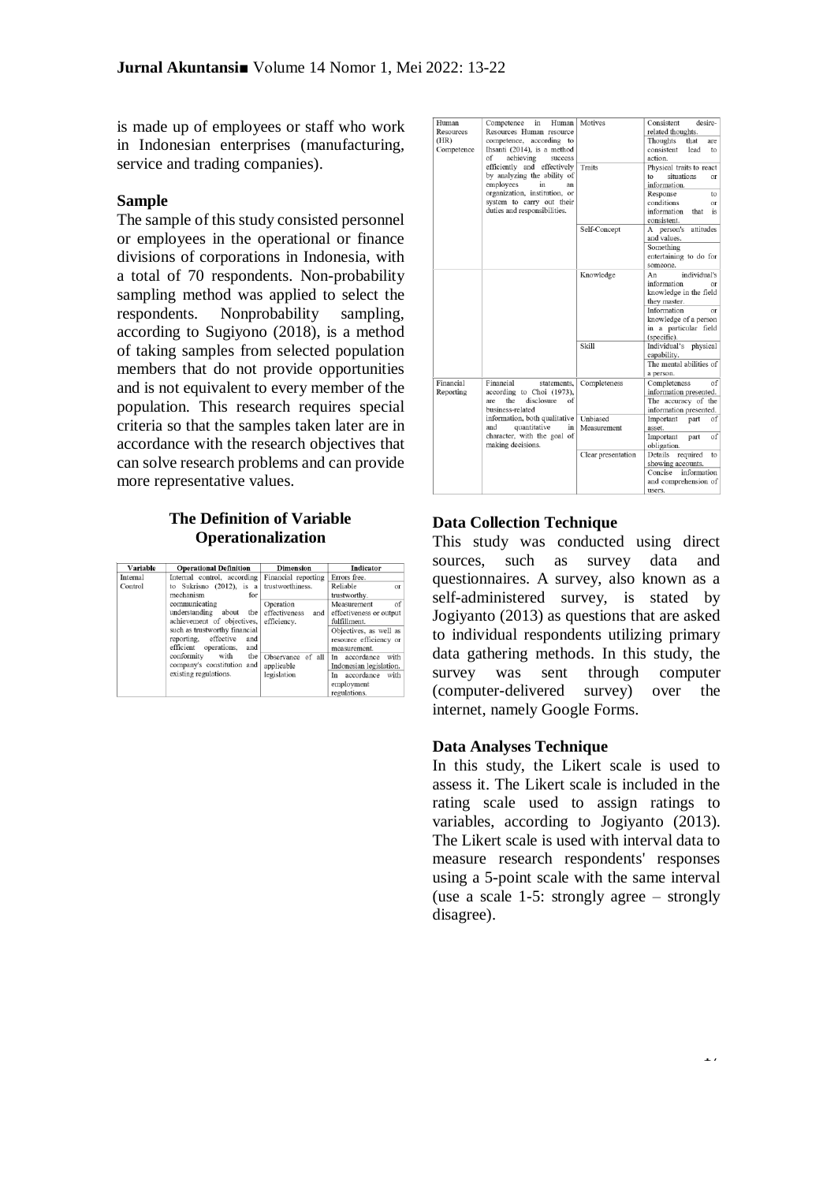is made up of employees or staff who work in Indonesian enterprises (manufacturing, service and trading companies).

### Sample

The sample of this study consisted personnel or employees in the operational or finance divisions of corporations in Indonesia, with a total of 70 respondents. Non-probability sampling method was applied to select the respondents. Nonprobability sampling, according to Sugiyono (2018), is a method of taking samples from selected population members that do not provide opportunities and is not equivalent to every member of the population. This research requires special criteria so that the samples taken later are in accordance with the research objectives that can solve research problems and can provide more representative values.

### The Definition of Variable Operationalization

| Variable | Operational Definition | Dimension | Indicator |
|---|---|---|---|
| Internal Control | Internal control, according to Sukrisno (2012), is a mechanism for communicating understanding about the achievement of objectives, such as trustworthy financial reporting, effective and efficient operations, and conformity with the company's constitution and existing regulations. | Financial reporting trustworthiness. | Errors free. |
| | | | Reliable or trustworthy. |
| | | Operation effectiveness and efficiency. | Measurement of effectiveness or output fulfillment. |
| | | | Objectives, as well as resource efficiency or measurement. |
| | | Observance of all applicable legislation | In accordance with Indonesian legislation. |
| | | | In accordance with employment regulations. |
| Human Resources (HR) Competence | Competence in Human Resources Human resource competence, according to Ihsanti (2014), is a method of achieving success efficiently and effectively by analyzing the ability of employees in an organization, institution, or system to carry out their duties and responsibilities. | Motives | Consistent desire-related thoughts. |
| | | | Thoughts that are consistent lead to action. |
| | | Traits | Physical traits to react to situations or information. |
| | | | Response to conditions or information that is consistent. |
| | | Self-Concept | A person's attitudes and values. |
| | | | Something entertaining to do for someone. |
| | | Knowledge | An individual's information or knowledge in the field they master. |
| | | | Information or knowledge of a person in a particular field (specific). |
| | | Skill | Individual's physical capability. |
| | | | The mental abilities of a person. |
| Financial Reporting | Financial statements, according to Choi (1973), are the disclosure of business-related information, both qualitative and quantitative in character, with the goal of making decisions. | Completeness | Completeness of information presented. |
| | | | The accuracy of the information presented. |
| | | Unbiased Measurement | Important part of asset. |
| | | | Important part of obligation. |
| | | Clear presentation | Details required to showing accounts. |
| | | | Concise information and comprehension of users. |

### Data Collection Technique

This study was conducted using direct sources, such as survey data and questionnaires. A survey, also known as a self-administered survey, is stated by Jogiyanto (2013) as questions that are asked to individual respondents utilizing primary data gathering methods. In this study, the survey was sent through computer (computer-delivered survey) over the internet, namely Google Forms.

### Data Analyses Technique

In this study, the Likert scale is used to assess it. The Likert scale is included in the rating scale used to assign ratings to variables, according to Jogiyanto (2013). The Likert scale is used with interval data to measure research respondents' responses using a 5-point scale with the same interval (use a scale 1-5: strongly agree – strongly disagree).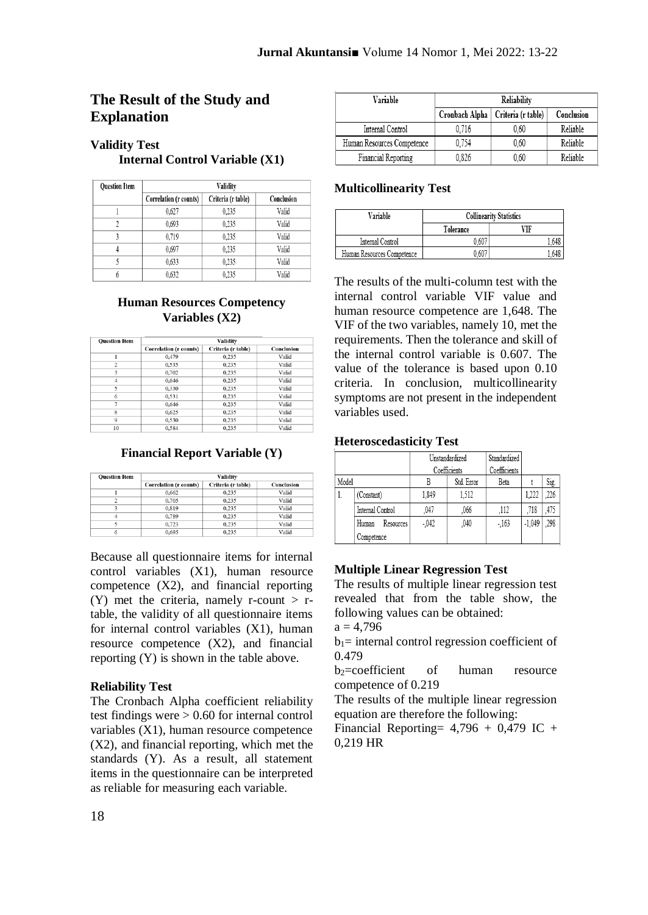## The Result of the Study and Explanation

### Validity Test

**Internal Control Variable (X1)**

| Question Item | Validity | | |
|---|---|---|---|
| | Correlation (r counts) | Criteria (r table) | Conclusion |
| 1 | 0,627 | 0,235 | Valid |
| 2 | 0,693 | 0,235 | Valid |
| 3 | 0,719 | 0,235 | Valid |
| 4 | 0,697 | 0,235 | Valid |
| 5 | 0,633 | 0,235 | Valid |
| 6 | 0,632 | 0,235 | Valid |

**Human Resources Competency Variables (X2)**

| Question Item | Validity | | |
|---|---|---|---|
| | Correlation (r counts) | Criteria (r table) | Conclusion |
| 1 | 0,479 | 0,235 | Valid |
| 2 | 0,535 | 0,235 | Valid |
| 3 | 0,702 | 0,235 | Valid |
| 4 | 0,646 | 0,235 | Valid |
| 5 | 0,330 | 0,235 | Valid |
| 6 | 0,531 | 0,235 | Valid |
| 7 | 0,646 | 0,235 | Valid |
| 8 | 0,625 | 0,235 | Valid |
| 9 | 0,530 | 0,235 | Valid |
| 10 | 0,584 | 0,235 | Valid |

**Financial Report Variable (Y)**

| Question Item | Validity | | |
|---|---|---|---|
| | Correlation (r counts) | Criteria (r table) | Conclusion |
| 1 | 0,662 | 0,235 | Valid |
| 2 | 0,705 | 0,235 | Valid |
| 3 | 0,819 | 0,235 | Valid |
| 4 | 0,789 | 0,235 | Valid |
| 5 | 0,723 | 0,235 | Valid |
| 6 | 0,695 | 0,235 | Valid |

Because all questionnaire items for internal control variables (X1), human resource competence (X2), and financial reporting (Y) met the criteria, namely r-count > r-table, the validity of all questionnaire items for internal control variables (X1), human resource competence (X2), and financial reporting (Y) is shown in the table above.

### Reliability Test

The Cronbach Alpha coefficient reliability test findings were > 0.60 for internal control variables (X1), human resource competence (X2), and financial reporting, which met the standards (Y). As a result, all statement items in the questionnaire can be interpreted as reliable for measuring each variable.

| Variable | Reliability | | |
|---|---|---|---|
| | Cronbach Alpha | Criteria (r table) | Conclusion |
| Internal Control | 0,716 | 0,60 | Reliable |
| Human Resources Competence | 0,754 | 0,60 | Reliable |
| Financial Reporting | 0,826 | 0,60 | Reliable |

### Multicollinearity Test

| Variable | Collinearity Statistics | |
|---|---|---|
| | Tolerance | VIF |
| Internal Control | 0,607 | 1,648 |
| Human Resources Competence | 0,607 | 1,648 |

The results of the multi-column test with the internal control variable VIF value and human resource competence are 1,648. The VIF of the two variables, namely 10, met the requirements. Then the tolerance and skill of the internal control variable is 0.607. The value of the tolerance is based upon 0.10 criteria. In conclusion, multicollinearity symptoms are not present in the independent variables used.

### Heteroscedasticity Test

| Model | | Unstandardized Coefficients | | Standardized Coefficients | | |
|---|---|---|---|---|---|---|
| | | B | Std. Error | Beta | t | Sig. |
| 1. | (Constant) | 1,849 | 1,512 | | 1,222 | ,226 |
| | Internal Control | ,047 | ,066 | ,112 | ,718 | ,475 |
| | Human Resources Competence | -,042 | ,040 | -,163 | -1,049 | ,298 |

### Multiple Linear Regression Test

The results of multiple linear regression test revealed that from the table show, the following values can be obtained:

a = 4,796

$b_1$= internal control regression coefficient of 0.479

$b_2$=coefficient of human resource competence of 0.219

The results of the multiple linear regression equation are therefore the following:

Financial Reporting= 4,796 + 0,479 IC + 0,219 HR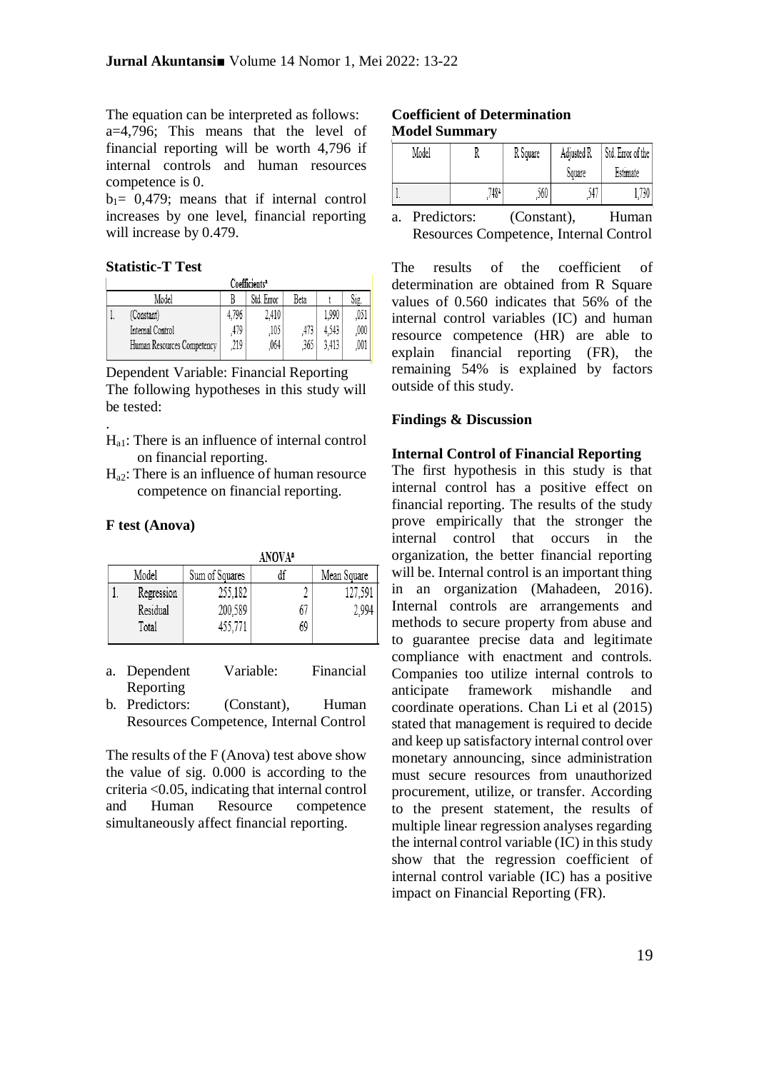The equation can be interpreted as follows:

a=4,796; This means that the level of financial reporting will be worth 4,796 if internal controls and human resources competence is 0.

$b_1$= 0,479; means that if internal control increases by one level, financial reporting will increase by 0.479.

**Statistic-T Test**

Coefficients[a]

| Model | | B | Std. Error | Beta | t | Sig. |
|---|---|---|---|---|---|---|
| 1. | (Constant) | 4,796 | 2,410 | | 1,990 | ,051 |
| | Internal Control | ,479 | ,105 | ,473 | 4,543 | ,000 |
| | Human Resources Competency | ,219 | ,064 | ,365 | 3,413 | ,001 |

Dependent Variable: Financial Reporting

The following hypotheses in this study will be tested:

.

$H_{a1}$: There is an influence of internal control on financial reporting.

$H_{a2}$: There is an influence of human resource competence on financial reporting.

**F test (Anova)**

ANOVA[a]

| Model | | Sum of Squares | df | Mean Square |
|---|---|---|---|---|
| 1. | Regression | 255,182 | 2 | 127,591 |
| | Residual | 200,589 | 67 | 2,994 |
| | Total | 455,771 | 69 | |

a. Dependent Variable: Financial Reporting

b. Predictors: (Constant), Human Resources Competence, Internal Control

The results of the F (Anova) test above show the value of sig. 0.000 is according to the criteria <0.05, indicating that internal control and Human Resource competence simultaneously affect financial reporting.

**Coefficient of Determination**

**Model Summary**

| Model | R | R Square | Adjusted R Square | Std. Error of the Estimate |
|---|---|---|---|---|
| 1. | ,748[a] | ,560 | ,547 | 1,730 |

a. Predictors: (Constant), Human Resources Competence, Internal Control

The results of the coefficient of determination are obtained from R Square values of 0.560 indicates that 56% of the internal control variables (IC) and human resource competence (HR) are able to explain financial reporting (FR), the remaining 54% is explained by factors outside of this study.

**Findings & Discussion**

**Internal Control of Financial Reporting**

The first hypothesis in this study is that internal control has a positive effect on financial reporting. The results of the study prove empirically that the stronger the internal control that occurs in the organization, the better financial reporting will be. Internal control is an important thing in an organization (Mahadeen, 2016). Internal controls are arrangements and methods to secure property from abuse and to guarantee precise data and legitimate compliance with enactment and controls. Companies too utilize internal controls to anticipate framework mishandle and coordinate operations. Chan Li et al (2015) stated that management is required to decide and keep up satisfactory internal control over monetary announcing, since administration must secure resources from unauthorized procurement, utilize, or transfer. According to the present statement, the results of multiple linear regression analyses regarding the internal control variable (IC) in this study show that the regression coefficient of internal control variable (IC) has a positive impact on Financial Reporting (FR).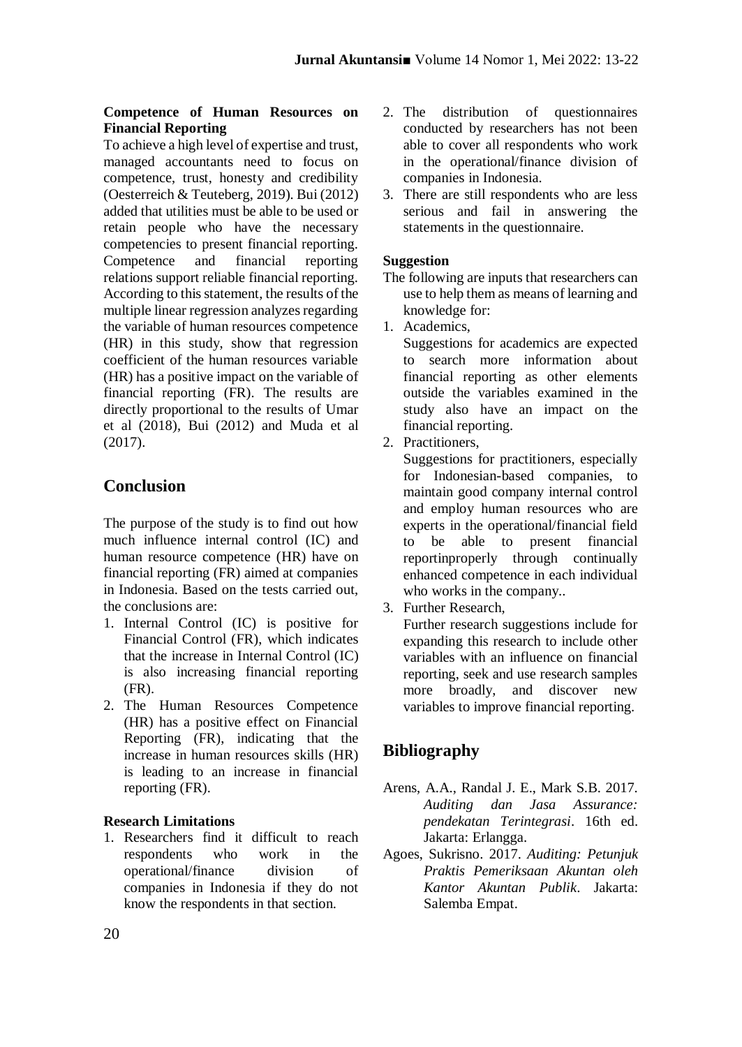**Competence of Human Resources on Financial Reporting**

To achieve a high level of expertise and trust, managed accountants need to focus on competence, trust, honesty and credibility (Oesterreich & Teuteberg, 2019). Bui (2012) added that utilities must be able to be used or retain people who have the necessary competencies to present financial reporting. Competence and financial reporting relations support reliable financial reporting. According to this statement, the results of the multiple linear regression analyzes regarding the variable of human resources competence (HR) in this study, show that regression coefficient of the human resources variable (HR) has a positive impact on the variable of financial reporting (FR). The results are directly proportional to the results of Umar et al (2018), Bui (2012) and Muda et al (2017).

## Conclusion

The purpose of the study is to find out how much influence internal control (IC) and human resource competence (HR) have on financial reporting (FR) aimed at companies in Indonesia. Based on the tests carried out, the conclusions are:

1. Internal Control (IC) is positive for Financial Control (FR), which indicates that the increase in Internal Control (IC) is also increasing financial reporting (FR).
2. The Human Resources Competence (HR) has a positive effect on Financial Reporting (FR), indicating that the increase in human resources skills (HR) is leading to an increase in financial reporting (FR).

**Research Limitations**

1. Researchers find it difficult to reach respondents who work in the operational/finance division of companies in Indonesia if they do not know the respondents in that section.
2. The distribution of questionnaires conducted by researchers has not been able to cover all respondents who work in the operational/finance division of companies in Indonesia.
3. There are still respondents who are less serious and fail in answering the statements in the questionnaire.

**Suggestion**

The following are inputs that researchers can use to help them as means of learning and knowledge for:

1. Academics,
   Suggestions for academics are expected to search more information about financial reporting as other elements outside the variables examined in the study also have an impact on the financial reporting.
2. Practitioners,
   Suggestions for practitioners, especially for Indonesian-based companies, to maintain good company internal control and employ human resources who are experts in the operational/financial field to be able to present financial reportinproperly through continually enhanced competence in each individual who works in the company..
3. Further Research,
   Further research suggestions include for expanding this research to include other variables with an influence on financial reporting, seek and use research samples more broadly, and discover new variables to improve financial reporting.

## Bibliography

Arens, A.A., Randal J. E., Mark S.B. 2017. *Auditing dan Jasa Assurance: pendekatan Terintegrasi*. 16th ed. Jakarta: Erlangga.

Agoes, Sukrisno. 2017. *Auditing: Petunjuk Praktis Pemeriksaan Akuntan oleh Kantor Akuntan Publik*. Jakarta: Salemba Empat.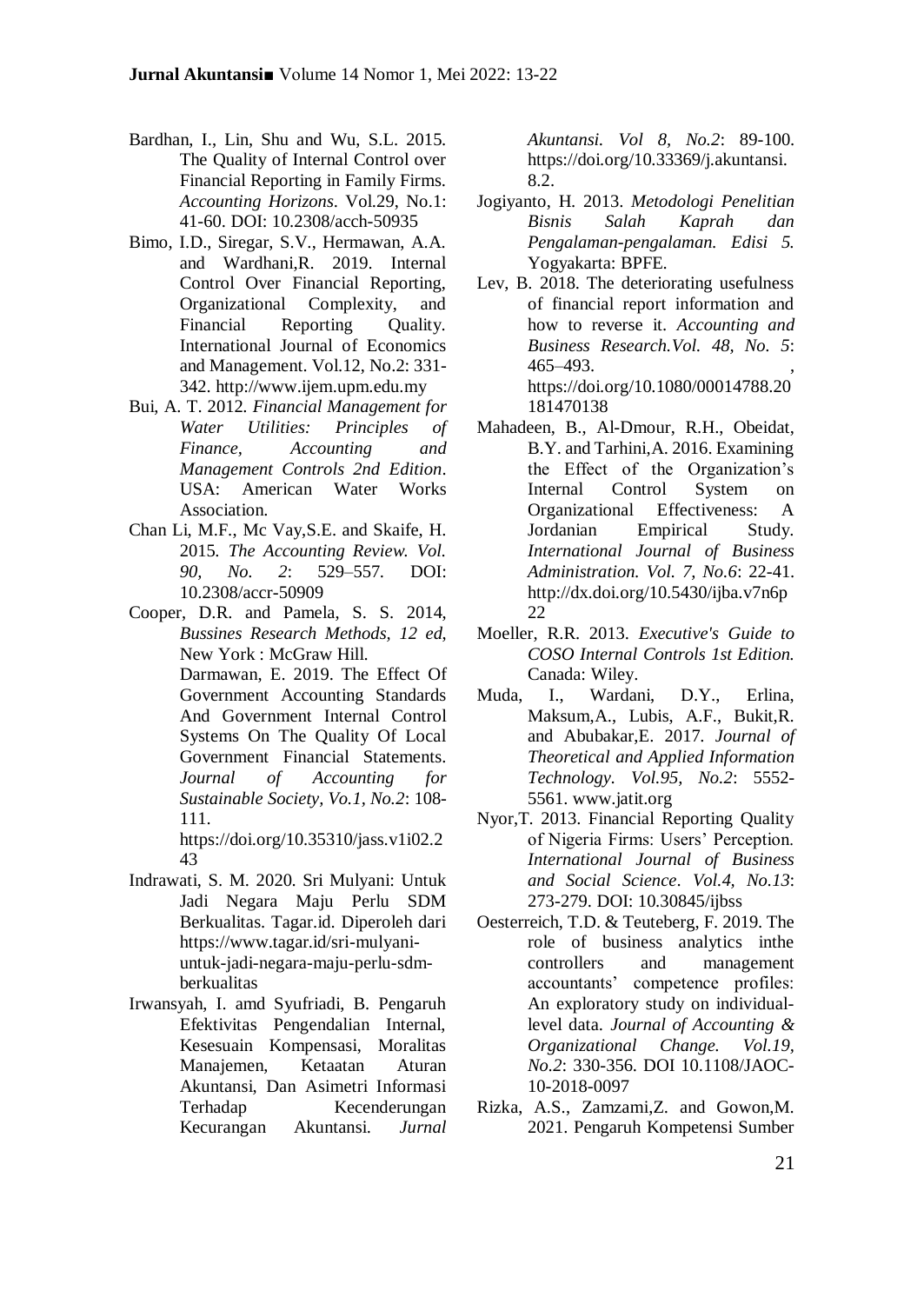Bardhan, I., Lin, Shu and Wu, S.L. 2015. The Quality of Internal Control over Financial Reporting in Family Firms. *Accounting Horizons*. Vol.29, No.1: 41-60. DOI: 10.2308/acch-50935

Bimo, I.D., Siregar, S.V., Hermawan, A.A. and Wardhani,R. 2019. Internal Control Over Financial Reporting, Organizational Complexity, and Financial Reporting Quality. International Journal of Economics and Management. Vol.12, No.2: 331-342. http://www.ijem.upm.edu.my

Bui, A. T. 2012. *Financial Management for Water Utilities: Principles of Finance, Accounting and Management Controls 2nd Edition*. USA: American Water Works Association.

Chan Li, M.F., Mc Vay,S.E. and Skaife, H. 2015. *The Accounting Review. Vol. 90, No. 2*: 529–557. DOI: 10.2308/accr-50909

Cooper, D.R. and Pamela, S. S. 2014, *Bussines Research Methods, 12 ed*, New York : McGraw Hill.

Darmawan, E. 2019. The Effect Of Government Accounting Standards And Government Internal Control Systems On The Quality Of Local Government Financial Statements. *Journal of Accounting for Sustainable Society, Vo.1, No.2*: 108-111. https://doi.org/10.35310/jass.v1i02.243

Indrawati, S. M. 2020. Sri Mulyani: Untuk Jadi Negara Maju Perlu SDM Berkualitas. Tagar.id. Diperoleh dari https://www.tagar.id/sri-mulyani-untuk-jadi-negara-maju-perlu-sdm-berkualitas

Irwansyah, I. amd Syufriadi, B. Pengaruh Efektivitas Pengendalian Internal, Kesesuain Kompensasi, Moralitas Manajemen, Ketaatan Aturan Akuntansi, Dan Asimetri Informasi Terhadap Kecenderungan Kecurangan Akuntansi. *Jurnal Akuntansi. Vol 8, No.2*: 89-100. https://doi.org/10.33369/j.akuntansi.8.2.

Jogiyanto, H. 2013. *Metodologi Penelitian Bisnis Salah Kaprah dan Pengalaman-pengalaman. Edisi 5.* Yogyakarta: BPFE.

Lev, B. 2018. The deteriorating usefulness of financial report information and how to reverse it. *Accounting and Business Research.Vol. 48, No. 5*: 465–493. , https://doi.org/10.1080/00014788.20181470138

Mahadeen, B., Al-Dmour, R.H., Obeidat, B.Y. and Tarhini,A. 2016. Examining the Effect of the Organization's Internal Control System on Organizational Effectiveness: A Jordanian Empirical Study. *International Journal of Business Administration. Vol. 7, No.6*: 22-41. http://dx.doi.org/10.5430/ijba.v7n6p22

Moeller, R.R. 2013. *Executive's Guide to COSO Internal Controls 1st Edition.* Canada: Wiley.

Muda, I., Wardani, D.Y., Erlina, Maksum,A., Lubis, A.F., Bukit,R. and Abubakar,E. 2017. *Journal of Theoretical and Applied Information Technology. Vol.95, No.2*: 5552-5561. www.jatit.org

Nyor,T. 2013. Financial Reporting Quality of Nigeria Firms: Users' Perception. *International Journal of Business and Social Science. Vol.4, No.13*: 273-279. DOI: 10.30845/ijbss

Oesterreich, T.D. & Teuteberg, F. 2019. The role of business analytics inthe controllers and management accountants' competence profiles: An exploratory study on individual-level data. *Journal of Accounting & Organizational Change. Vol.19, No.2*: 330-356. DOI 10.1108/JAOC-10-2018-0097

Rizka, A.S., Zamzami,Z. and Gowon,M. 2021. Pengaruh Kompetensi Sumber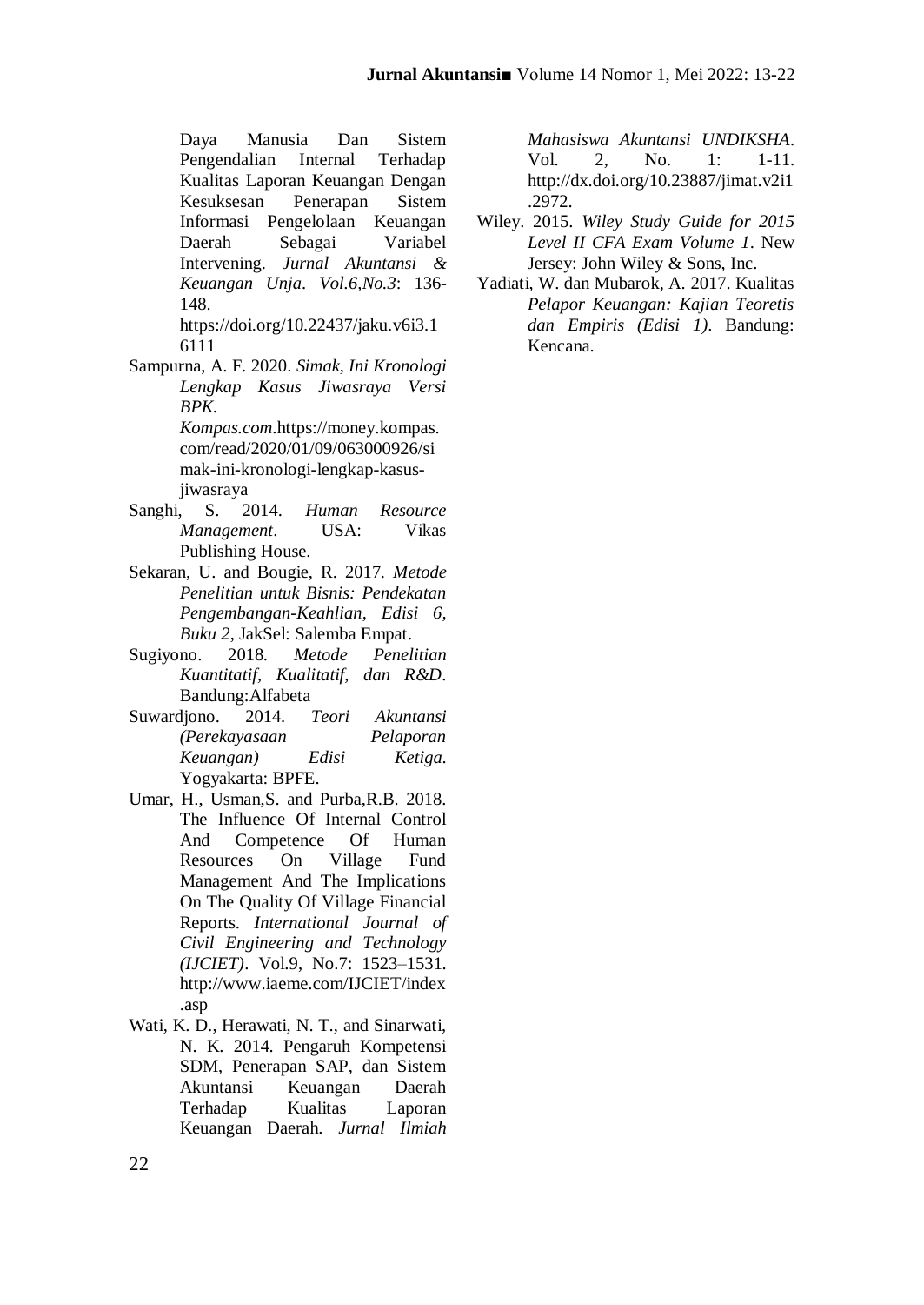Daya Manusia Dan Sistem Pengendalian Internal Terhadap Kualitas Laporan Keuangan Dengan Kesuksesan Penerapan Sistem Informasi Pengelolaan Keuangan Daerah Sebagai Variabel Intervening. *Jurnal Akuntansi & Keuangan Unja*. *Vol.6,No.3*: 136-148. https://doi.org/10.22437/jaku.v6i3.16111

Sampurna, A. F. 2020. *Simak, Ini Kronologi Lengkap Kasus Jiwasraya Versi BPK. Kompas.com*.https://money.kompas.com/read/2020/01/09/063000926/simak-ini-kronologi-lengkap-kasus-jiwasraya

Sanghi, S. 2014. *Human Resource Management*. USA: Vikas Publishing House.

Sekaran, U. and Bougie, R. 2017. *Metode Penelitian untuk Bisnis: Pendekatan Pengembangan-Keahlian, Edisi 6, Buku 2*, JakSel: Salemba Empat.

Sugiyono. 2018. *Metode Penelitian Kuantitatif, Kualitatif, dan R&D*. Bandung:Alfabeta

Suwardjono. 2014. *Teori Akuntansi (Perekayasaan Pelaporan Keuangan) Edisi Ketiga.* Yogyakarta: BPFE.

Umar, H., Usman,S. and Purba,R.B. 2018. The Influence Of Internal Control And Competence Of Human Resources On Village Fund Management And The Implications On The Quality Of Village Financial Reports. *International Journal of Civil Engineering and Technology (IJCIET)*. Vol.9, No.7: 1523–1531. http://www.iaeme.com/IJCIET/index.asp

Wati, K. D., Herawati, N. T., and Sinarwati, N. K. 2014. Pengaruh Kompetensi SDM, Penerapan SAP, dan Sistem Akuntansi Keuangan Daerah Terhadap Kualitas Laporan Keuangan Daerah. *Jurnal Ilmiah Mahasiswa Akuntansi UNDIKSHA*. Vol. 2, No. 1: 1-11. http://dx.doi.org/10.23887/jimat.v2i1.2972.

Wiley. 2015. *Wiley Study Guide for 2015 Level II CFA Exam Volume 1*. New Jersey: John Wiley & Sons, Inc.

Yadiati, W. dan Mubarok, A. 2017. Kualitas *Pelapor Keuangan: Kajian Teoretis dan Empiris (Edisi 1)*. Bandung: Kencana.